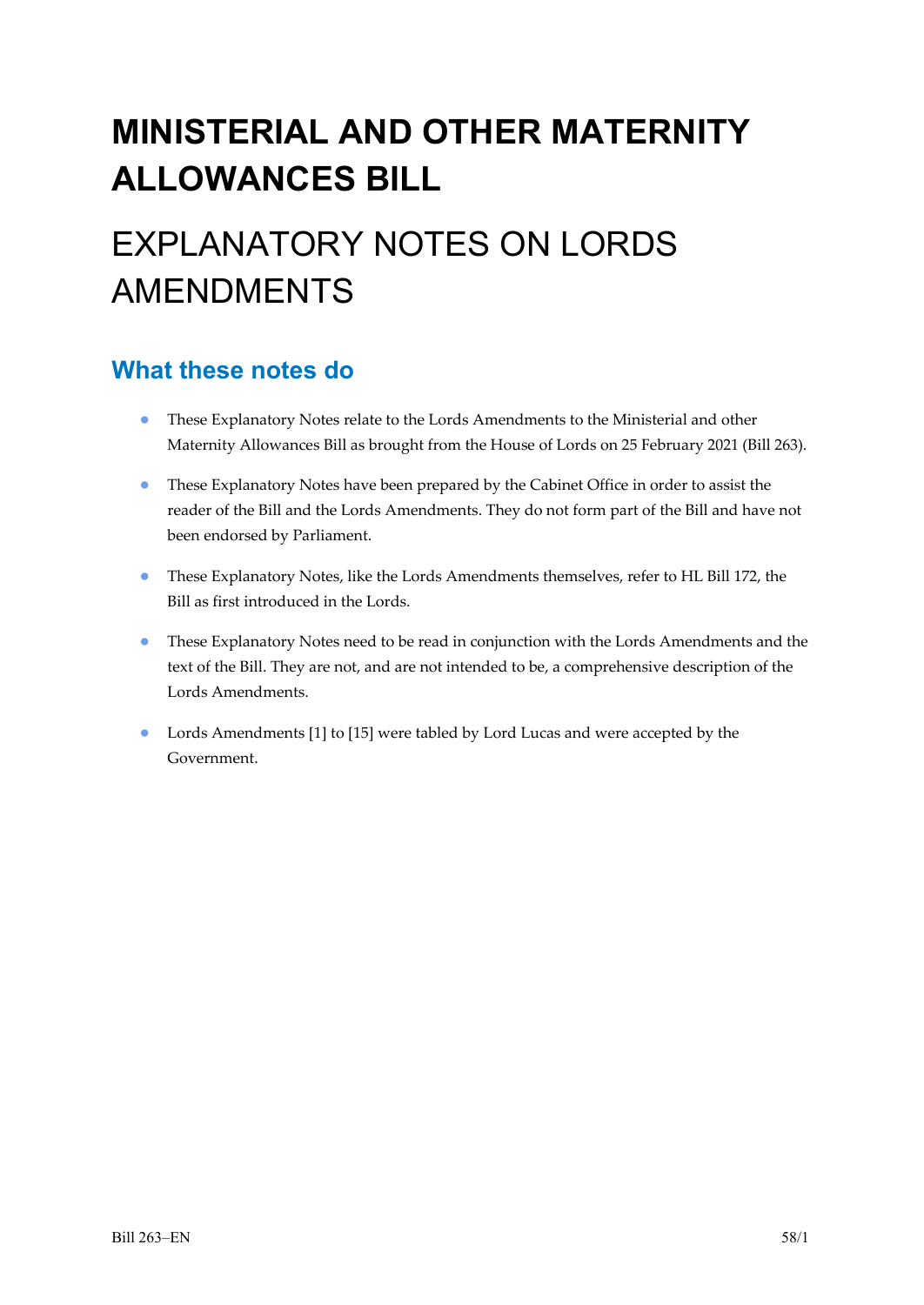# MINISTERIAL AND OTHER MATERNITY ALLOWANCES BILL

# EXPLANATORY NOTES ON LORDS AMENDMENTS

## What these notes do

- These Explanatory Notes relate to the Lords Amendments to the Ministerial and other Maternity Allowances Bill as brought from the House of Lords on 25 February 2021 (Bill 263).
- These Explanatory Notes have been prepared by the Cabinet Office in order to assist the reader of the Bill and the Lords Amendments. They do not form part of the Bill and have not been endorsed by Parliament.
- These Explanatory Notes, like the Lords Amendments themselves, refer to HL Bill 172, the Bill as first introduced in the Lords.
- These Explanatory Notes need to be read in conjunction with the Lords Amendments and the text of the Bill. They are not, and are not intended to be, a comprehensive description of the Lords Amendments.
- Lords Amendments [1] to [15] were tabled by Lord Lucas and were accepted by the Government.

Bill 263–EN 58/1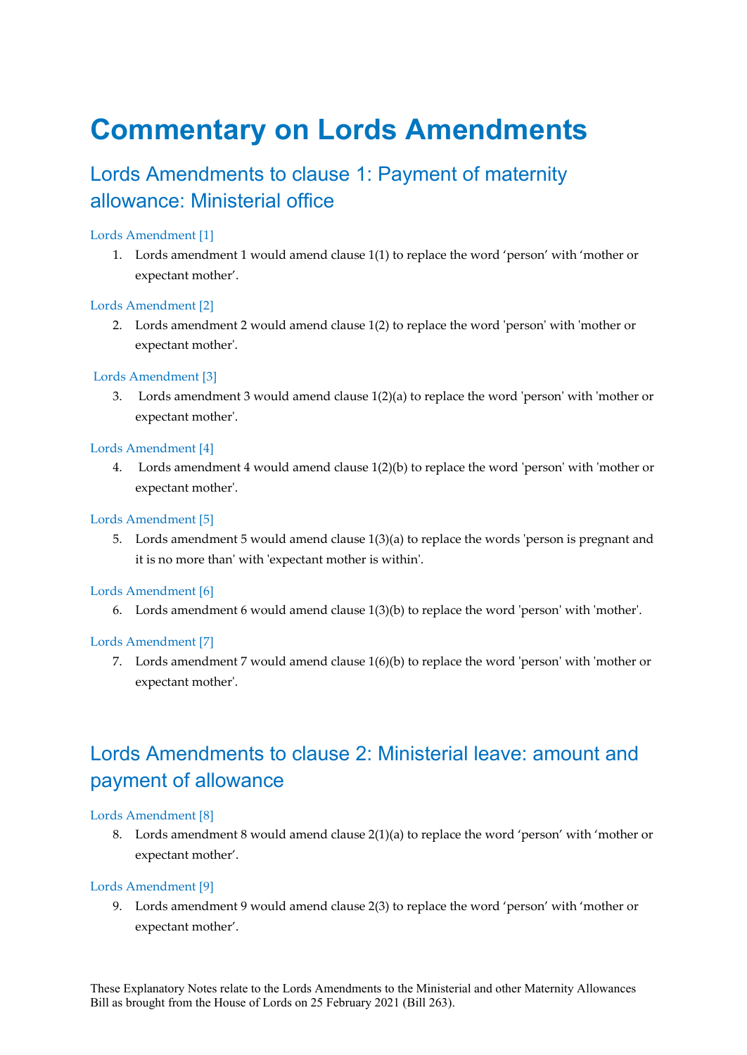# Commentary on Lords Amendments

## Lords Amendments to clause 1: Payment of maternity allowance: Ministerial office

### Lords Amendment [1]

1. Lords amendment 1 would amend clause 1(1) to replace the word 'person' with 'mother or expectant mother'.

### Lords Amendment [2]

2. Lords amendment 2 would amend clause 1(2) to replace the word 'person' with 'mother or expectant mother'.

### Lords Amendment [3]

3. Lords amendment 3 would amend clause 1(2)(a) to replace the word 'person' with 'mother or expectant mother'.

### Lords Amendment [4]

4. Lords amendment 4 would amend clause 1(2)(b) to replace the word 'person' with 'mother or expectant mother'.

### Lords Amendment [5]

5. Lords amendment 5 would amend clause 1(3)(a) to replace the words 'person is pregnant and it is no more than' with 'expectant mother is within'.

### Lords Amendment [6]

6. Lords amendment 6 would amend clause 1(3)(b) to replace the word 'person' with 'mother'.

### Lords Amendment [7]

7. Lords amendment 7 would amend clause 1(6)(b) to replace the word 'person' with 'mother or expectant mother'.

## Lords Amendments to clause 2: Ministerial leave: amount and payment of allowance

### Lords Amendment [8]

8. Lords amendment 8 would amend clause 2(1)(a) to replace the word 'person' with 'mother or expectant mother'.

### Lords Amendment [9]

9. Lords amendment 9 would amend clause 2(3) to replace the word 'person' with 'mother or expectant mother'.

These Explanatory Notes relate to the Lords Amendments to the Ministerial and other Maternity Allowances Bill as brought from the House of Lords on 25 February 2021 (Bill 263).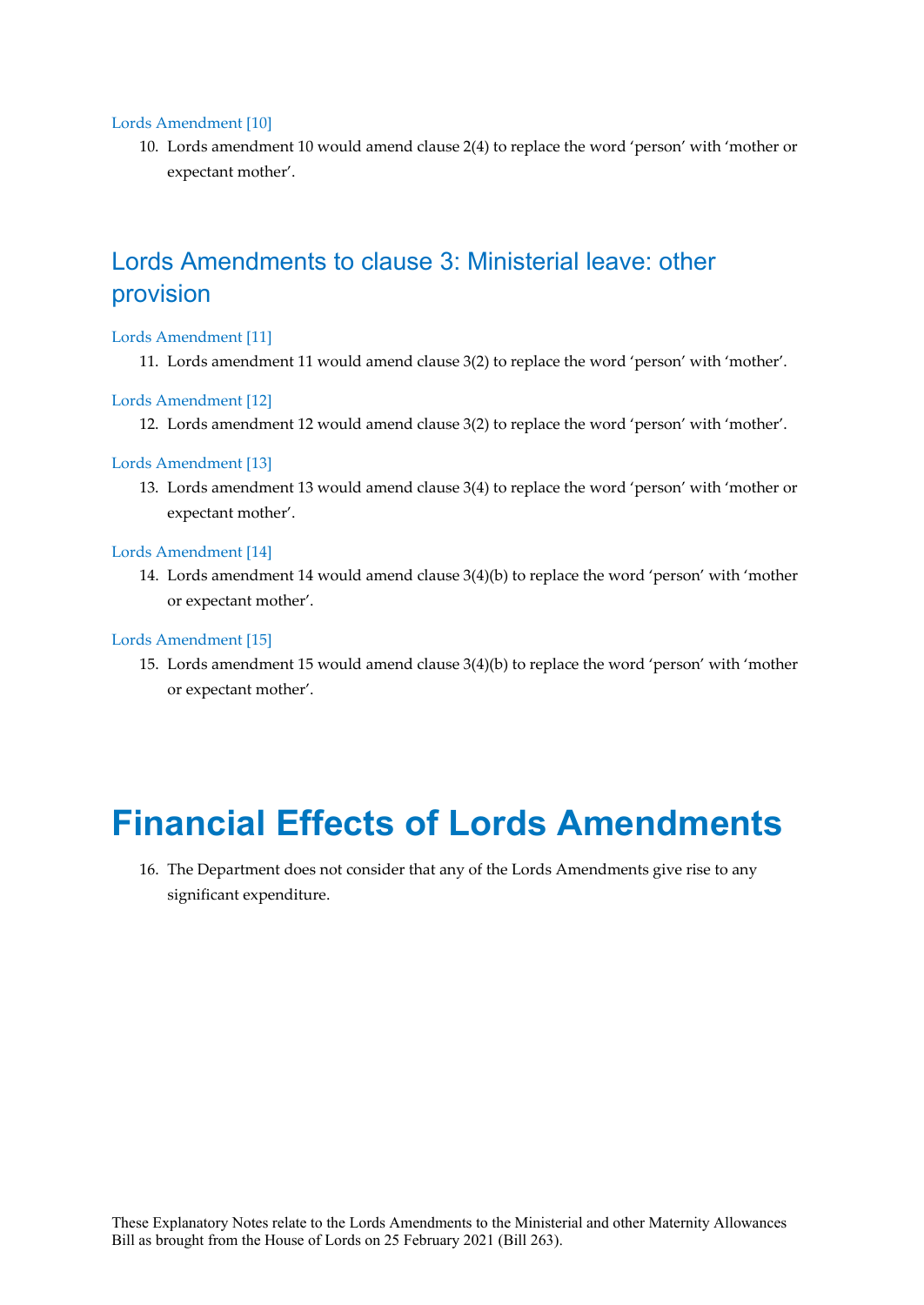### Lords Amendment [10]

10. Lords amendment 10 would amend clause 2(4) to replace the word 'person' with 'mother or expectant mother'.

## Lords Amendments to clause 3: Ministerial leave: other provision

### Lords Amendment [11]

11. Lords amendment 11 would amend clause 3(2) to replace the word 'person' with 'mother'.

### Lords Amendment [12]

12. Lords amendment 12 would amend clause 3(2) to replace the word 'person' with 'mother'.

### Lords Amendment [13]

13. Lords amendment 13 would amend clause 3(4) to replace the word 'person' with 'mother or expectant mother'.

### Lords Amendment [14]

14. Lords amendment 14 would amend clause 3(4)(b) to replace the word 'person' with 'mother or expectant mother'.

### Lords Amendment [15]

15. Lords amendment 15 would amend clause 3(4)(b) to replace the word 'person' with 'mother or expectant mother'.

# Financial Effects of Lords Amendments

16. The Department does not consider that any of the Lords Amendments give rise to any significant expenditure.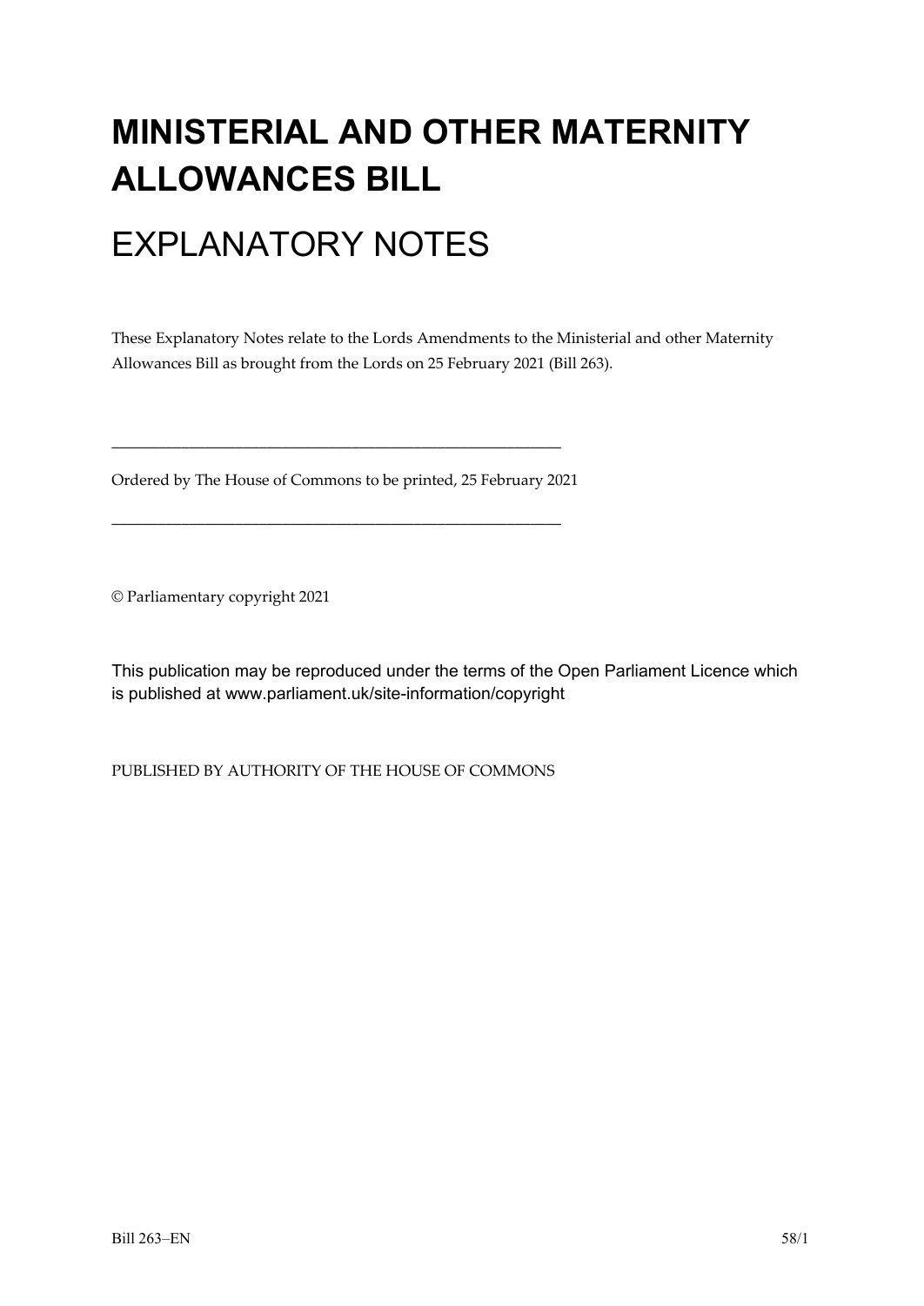# MINISTERIAL AND OTHER MATERNITY ALLOWANCES BILL

# EXPLANATORY NOTES

These Explanatory Notes relate to the Lords Amendments to the Ministerial and other Maternity Allowances Bill as brought from the Lords on 25 February 2021 (Bill 263).

---

Ordered by The House of Commons to be printed, 25 February 2021

---

© Parliamentary copyright 2021

This publication may be reproduced under the terms of the Open Parliament Licence which is published at www.parliament.uk/site-information/copyright

PUBLISHED BY AUTHORITY OF THE HOUSE OF COMMONS

Bill 263–EN 58/1